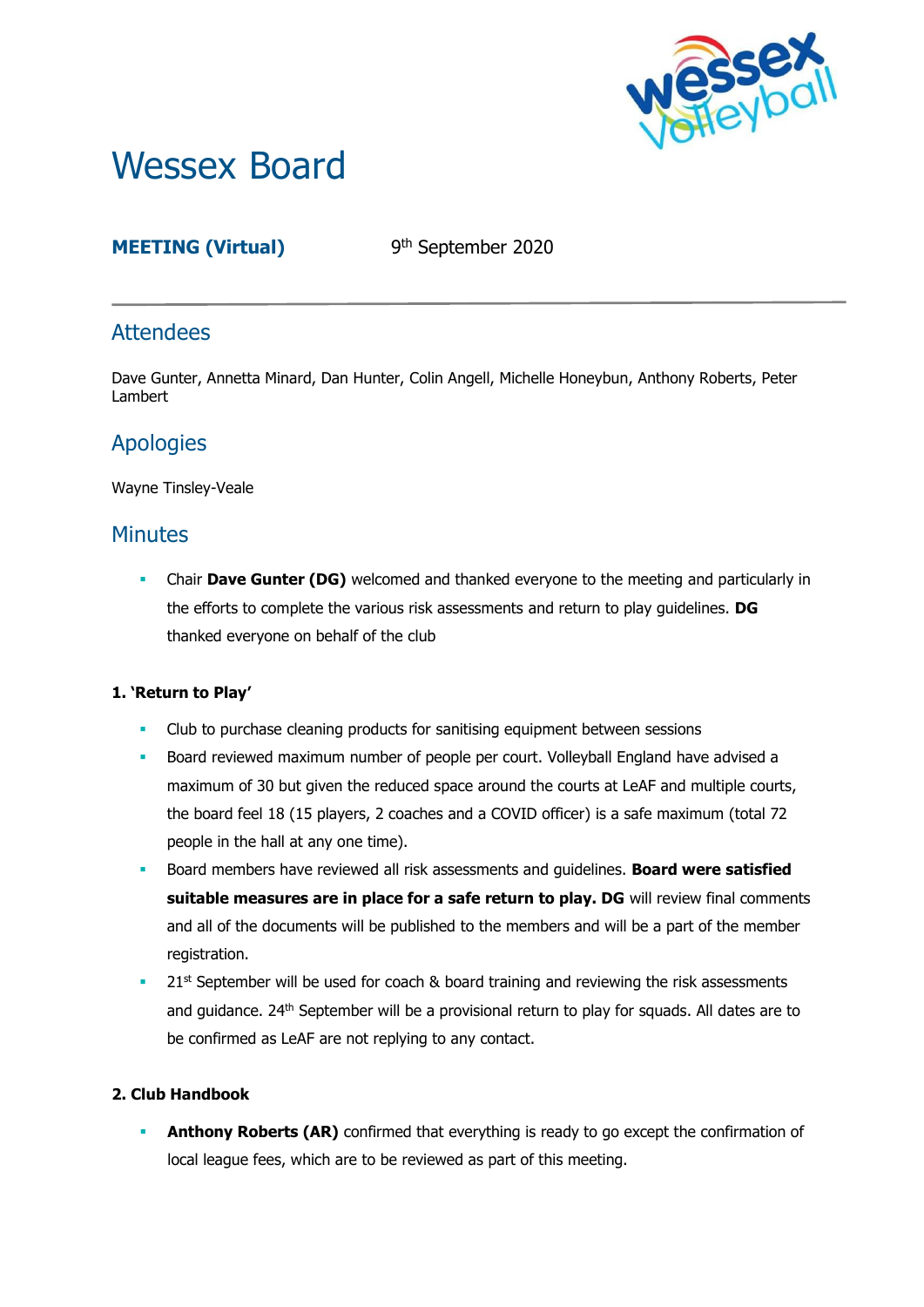# Wessex Board

**MEETING (Virtual)** 9th September 2020

## Attendees

Dave Gunter, Annetta Minard, Dan Hunter, Colin Angell, Michelle Honeybun, Anthony Roberts, Peter Lambert

## Apologies

Wayne Tinsley-Veale

## Minutes

- Chair **Dave Gunter (DG)** welcomed and thanked everyone to the meeting and particularly in the efforts to complete the various risk assessments and return to play guidelines. **DG** thanked everyone on behalf of the club

### 1. 'Return to Play'

- Club to purchase cleaning products for sanitising equipment between sessions
- Board reviewed maximum number of people per court. Volleyball England have advised a maximum of 30 but given the reduced space around the courts at LeAF and multiple courts, the board feel 18 (15 players, 2 coaches and a COVID officer) is a safe maximum (total 72 people in the hall at any one time).
- Board members have reviewed all risk assessments and guidelines. **Board were satisfied suitable measures are in place for a safe return to play. DG** will review final comments and all of the documents will be published to the members and will be a part of the member registration.
- 21st September will be used for coach & board training and reviewing the risk assessments and guidance. 24th September will be a provisional return to play for squads. All dates are to be confirmed as LeAF are not replying to any contact.

### 2. Club Handbook

- **Anthony Roberts (AR)** confirmed that everything is ready to go except the confirmation of local league fees, which are to be reviewed as part of this meeting.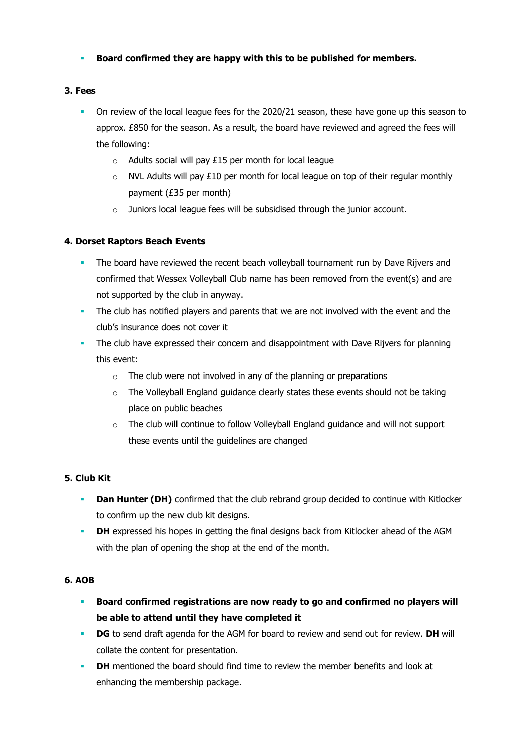- **Board confirmed they are happy with this to be published for members.**

**3. Fees**

- On review of the local league fees for the 2020/21 season, these have gone up this season to approx. £850 for the season. As a result, the board have reviewed and agreed the fees will the following:
  - Adults social will pay £15 per month for local league
  - NVL Adults will pay £10 per month for local league on top of their regular monthly payment (£35 per month)
  - Juniors local league fees will be subsidised through the junior account.

**4. Dorset Raptors Beach Events**

- The board have reviewed the recent beach volleyball tournament run by Dave Rijvers and confirmed that Wessex Volleyball Club name has been removed from the event(s) and are not supported by the club in anyway.
- The club has notified players and parents that we are not involved with the event and the club's insurance does not cover it
- The club have expressed their concern and disappointment with Dave Rijvers for planning this event:
  - The club were not involved in any of the planning or preparations
  - The Volleyball England guidance clearly states these events should not be taking place on public beaches
  - The club will continue to follow Volleyball England guidance and will not support these events until the guidelines are changed

**5. Club Kit**

- **Dan Hunter (DH)** confirmed that the club rebrand group decided to continue with Kitlocker to confirm up the new club kit designs.
- **DH** expressed his hopes in getting the final designs back from Kitlocker ahead of the AGM with the plan of opening the shop at the end of the month.

**6. AOB**

- **Board confirmed registrations are now ready to go and confirmed no players will be able to attend until they have completed it**
- **DG** to send draft agenda for the AGM for board to review and send out for review. **DH** will collate the content for presentation.
- **DH** mentioned the board should find time to review the member benefits and look at enhancing the membership package.